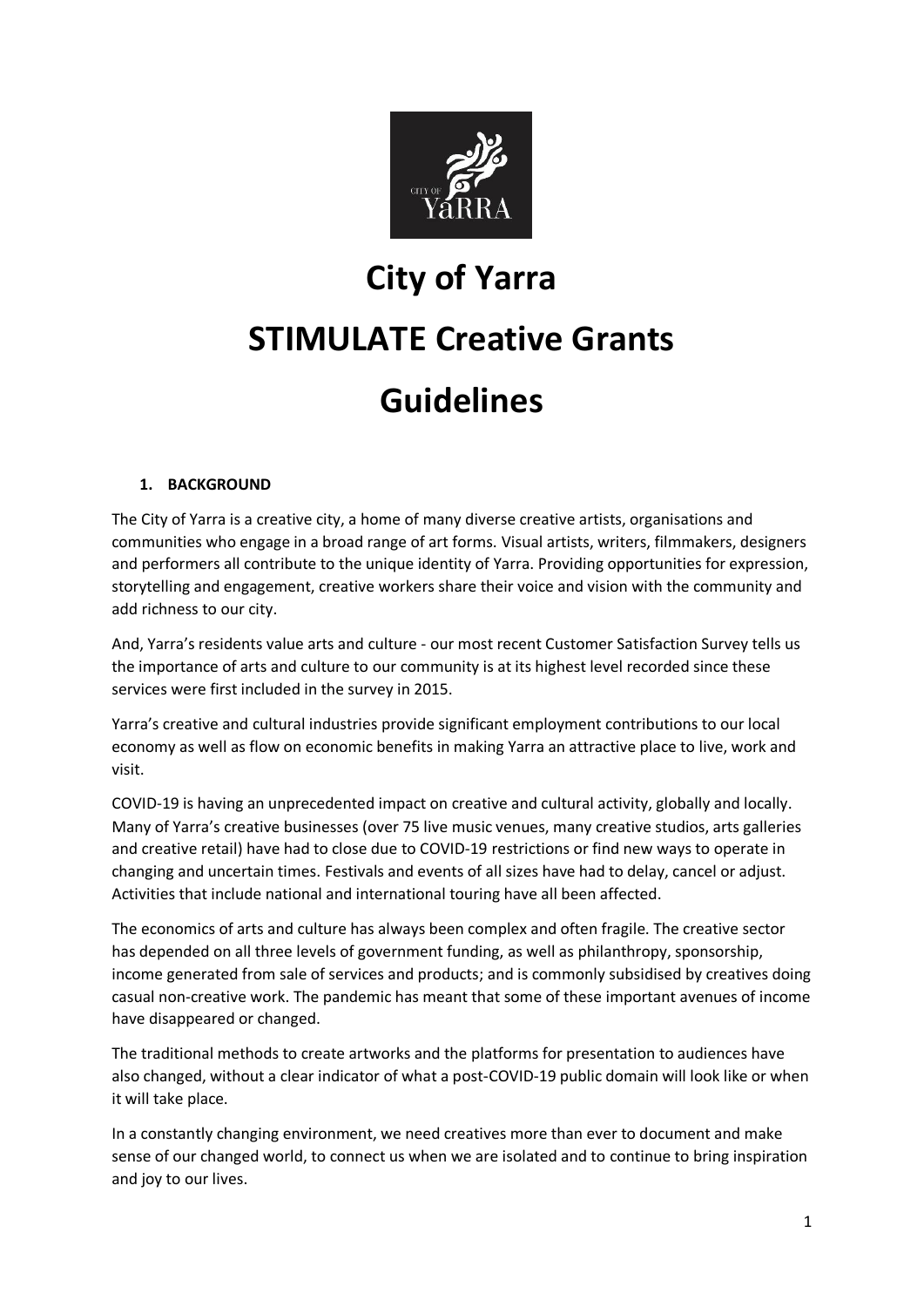# City of Yarra

# STIMULATE Creative Grants

# Guidelines

## 1. BACKGROUND

The City of Yarra is a creative city, a home of many diverse creative artists, organisations and communities who engage in a broad range of art forms. Visual artists, writers, filmmakers, designers and performers all contribute to the unique identity of Yarra. Providing opportunities for expression, storytelling and engagement, creative workers share their voice and vision with the community and add richness to our city.

And, Yarra's residents value arts and culture - our most recent Customer Satisfaction Survey tells us the importance of arts and culture to our community is at its highest level recorded since these services were first included in the survey in 2015.

Yarra's creative and cultural industries provide significant employment contributions to our local economy as well as flow on economic benefits in making Yarra an attractive place to live, work and visit.

COVID-19 is having an unprecedented impact on creative and cultural activity, globally and locally. Many of Yarra's creative businesses (over 75 live music venues, many creative studios, arts galleries and creative retail) have had to close due to COVID-19 restrictions or find new ways to operate in changing and uncertain times. Festivals and events of all sizes have had to delay, cancel or adjust. Activities that include national and international touring have all been affected.

The economics of arts and culture has always been complex and often fragile. The creative sector has depended on all three levels of government funding, as well as philanthropy, sponsorship, income generated from sale of services and products; and is commonly subsidised by creatives doing casual non-creative work. The pandemic has meant that some of these important avenues of income have disappeared or changed.

The traditional methods to create artworks and the platforms for presentation to audiences have also changed, without a clear indicator of what a post-COVID-19 public domain will look like or when it will take place.

In a constantly changing environment, we need creatives more than ever to document and make sense of our changed world, to connect us when we are isolated and to continue to bring inspiration and joy to our lives.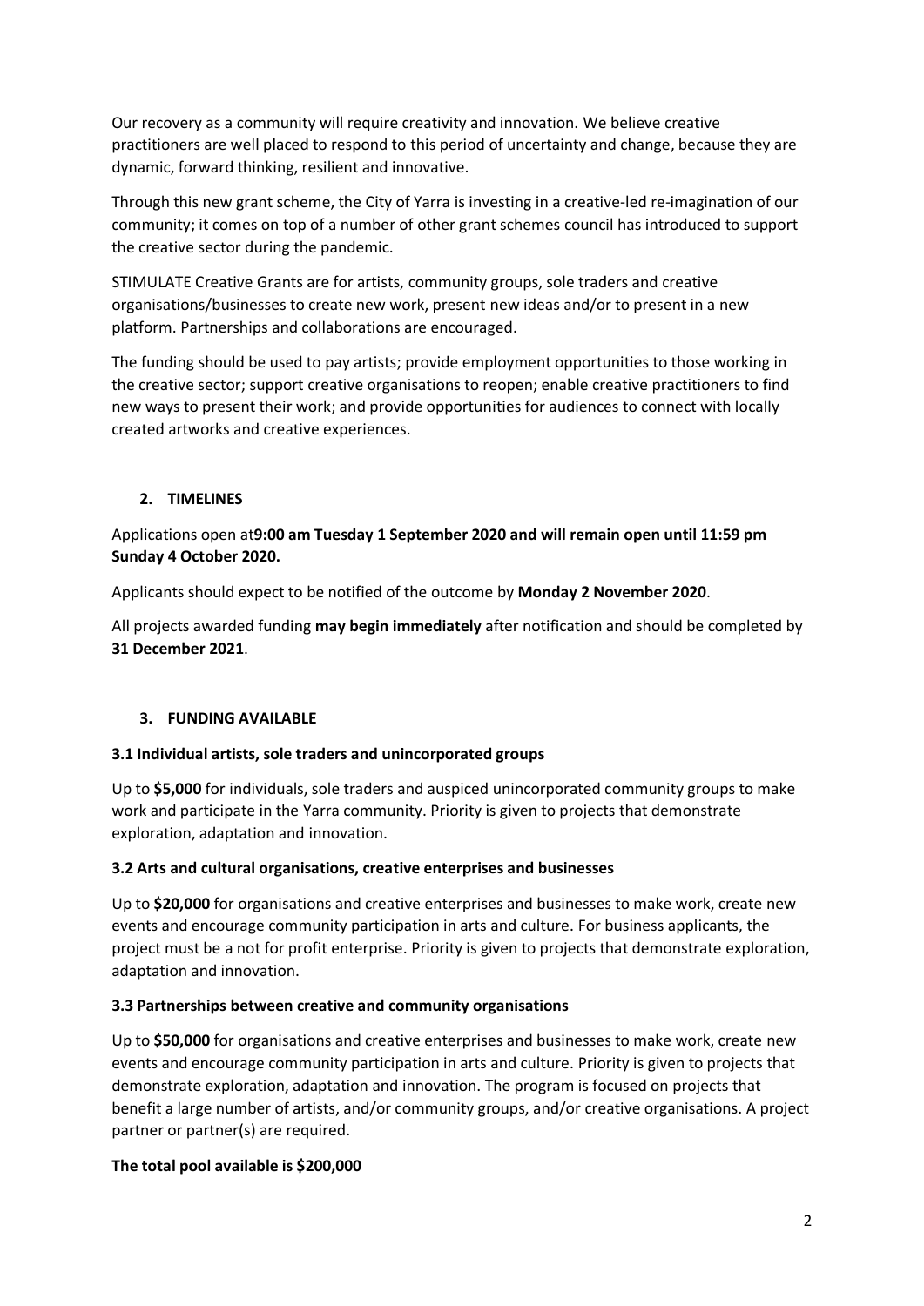Our recovery as a community will require creativity and innovation. We believe creative practitioners are well placed to respond to this period of uncertainty and change, because they are dynamic, forward thinking, resilient and innovative.

Through this new grant scheme, the City of Yarra is investing in a creative-led re-imagination of our community; it comes on top of a number of other grant schemes council has introduced to support the creative sector during the pandemic.

STIMULATE Creative Grants are for artists, community groups, sole traders and creative organisations/businesses to create new work, present new ideas and/or to present in a new platform. Partnerships and collaborations are encouraged.

The funding should be used to pay artists; provide employment opportunities to those working in the creative sector; support creative organisations to reopen; enable creative practitioners to find new ways to present their work; and provide opportunities for audiences to connect with locally created artworks and creative experiences.

## 2. TIMELINES

Applications open at**9:00 am Tuesday 1 September 2020 and will remain open until 11:59 pm Sunday 4 October 2020.**

Applicants should expect to be notified of the outcome by **Monday 2 November 2020**.

All projects awarded funding **may begin immediately** after notification and should be completed by **31 December 2021**.

## 3. FUNDING AVAILABLE

### 3.1 Individual artists, sole traders and unincorporated groups

Up to **$5,000** for individuals, sole traders and auspiced unincorporated community groups to make work and participate in the Yarra community. Priority is given to projects that demonstrate exploration, adaptation and innovation.

### 3.2 Arts and cultural organisations, creative enterprises and businesses

Up to **$20,000** for organisations and creative enterprises and businesses to make work, create new events and encourage community participation in arts and culture. For business applicants, the project must be a not for profit enterprise. Priority is given to projects that demonstrate exploration, adaptation and innovation.

### 3.3 Partnerships between creative and community organisations

Up to **$50,000** for organisations and creative enterprises and businesses to make work, create new events and encourage community participation in arts and culture. Priority is given to projects that demonstrate exploration, adaptation and innovation. The program is focused on projects that benefit a large number of artists, and/or community groups, and/or creative organisations. A project partner or partner(s) are required.

**The total pool available is $200,000**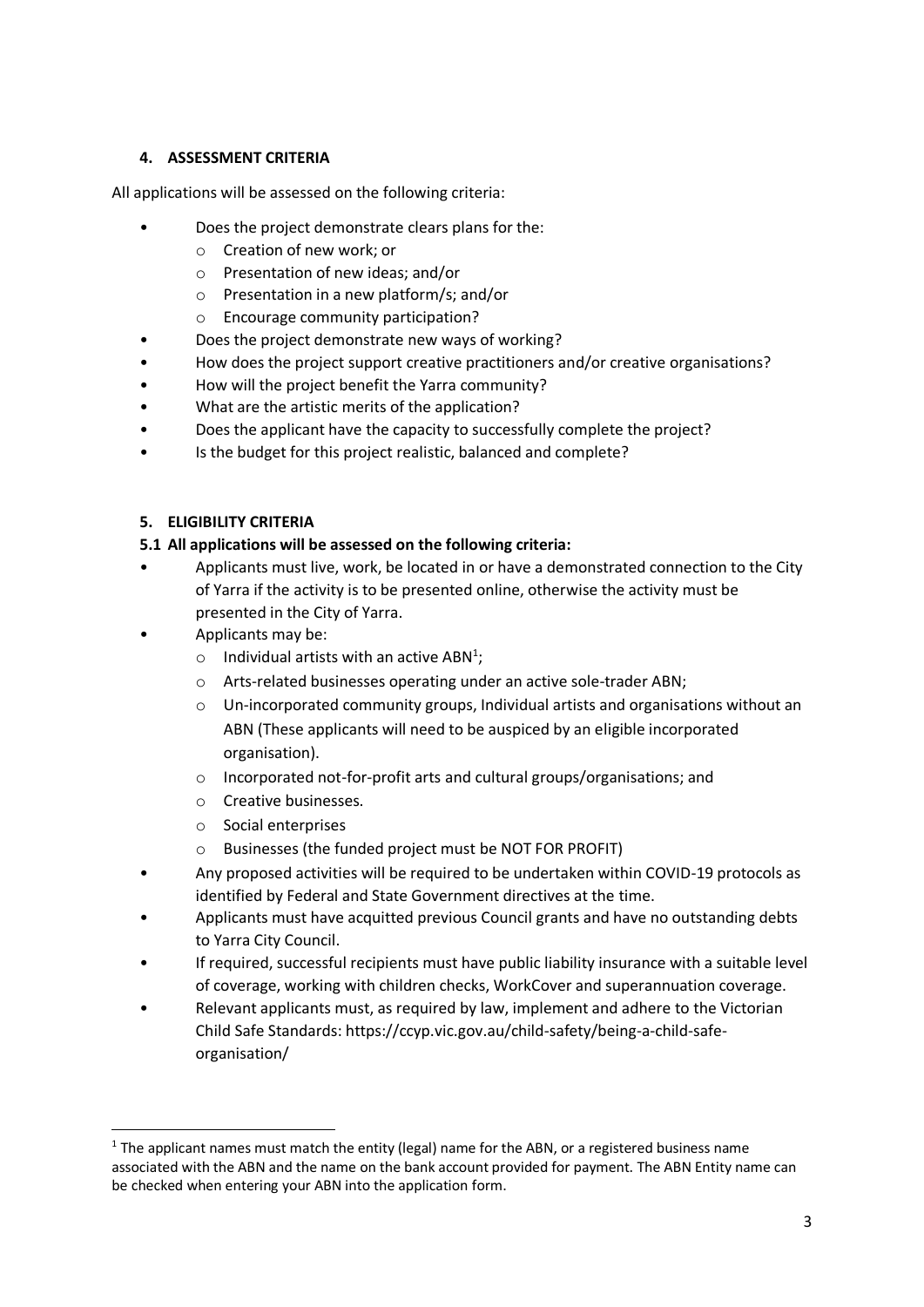## 4. ASSESSMENT CRITERIA

All applications will be assessed on the following criteria:

- Does the project demonstrate clears plans for the:
  - Creation of new work; or
  - Presentation of new ideas; and/or
  - Presentation in a new platform/s; and/or
  - Encourage community participation?
- Does the project demonstrate new ways of working?
- How does the project support creative practitioners and/or creative organisations?
- How will the project benefit the Yarra community?
- What are the artistic merits of the application?
- Does the applicant have the capacity to successfully complete the project?
- Is the budget for this project realistic, balanced and complete?

## 5. ELIGIBILITY CRITERIA

### 5.1 All applications will be assessed on the following criteria:

- Applicants must live, work, be located in or have a demonstrated connection to the City of Yarra if the activity is to be presented online, otherwise the activity must be presented in the City of Yarra.
- Applicants may be:
  - Individual artists with an active ABN[1];
  - Arts-related businesses operating under an active sole-trader ABN;
  - Un-incorporated community groups, Individual artists and organisations without an ABN (These applicants will need to be auspiced by an eligible incorporated organisation).
  - Incorporated not-for-profit arts and cultural groups/organisations; and
  - Creative businesses.
  - Social enterprises
  - Businesses (the funded project must be NOT FOR PROFIT)
- Any proposed activities will be required to be undertaken within COVID-19 protocols as identified by Federal and State Government directives at the time.
- Applicants must have acquitted previous Council grants and have no outstanding debts to Yarra City Council.
- If required, successful recipients must have public liability insurance with a suitable level of coverage, working with children checks, WorkCover and superannuation coverage.
- Relevant applicants must, as required by law, implement and adhere to the Victorian Child Safe Standards: https://ccyp.vic.gov.au/child-safety/being-a-child-safe-organisation/

---

[1] The applicant names must match the entity (legal) name for the ABN, or a registered business name associated with the ABN and the name on the bank account provided for payment. The ABN Entity name can be checked when entering your ABN into the application form.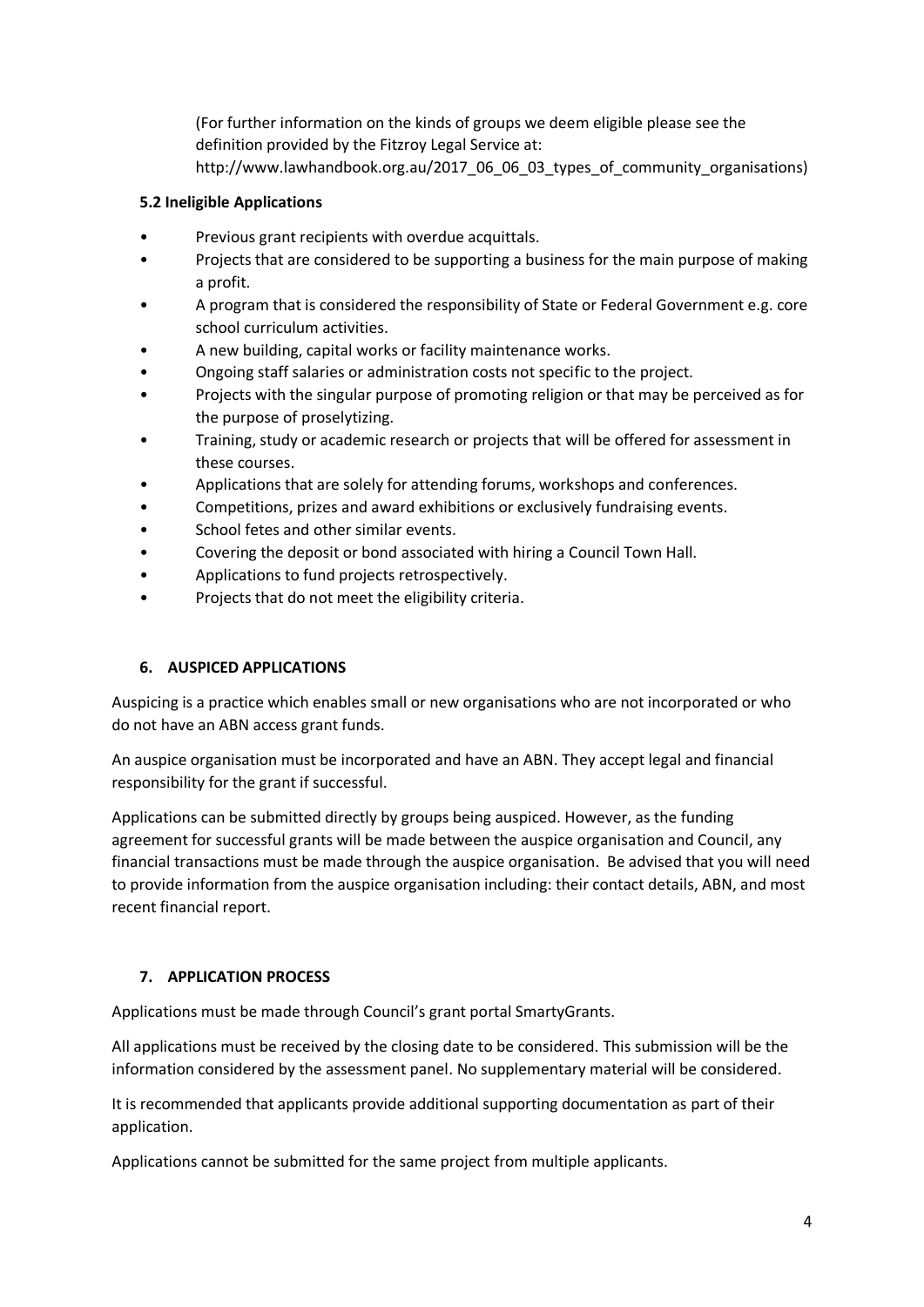(For further information on the kinds of groups we deem eligible please see the definition provided by the Fitzroy Legal Service at: http://www.lawhandbook.org.au/2017_06_06_03_types_of_community_organisations)

### 5.2 Ineligible Applications

- Previous grant recipients with overdue acquittals.
- Projects that are considered to be supporting a business for the main purpose of making a profit.
- A program that is considered the responsibility of State or Federal Government e.g. core school curriculum activities.
- A new building, capital works or facility maintenance works.
- Ongoing staff salaries or administration costs not specific to the project.
- Projects with the singular purpose of promoting religion or that may be perceived as for the purpose of proselytizing.
- Training, study or academic research or projects that will be offered for assessment in these courses.
- Applications that are solely for attending forums, workshops and conferences.
- Competitions, prizes and award exhibitions or exclusively fundraising events.
- School fetes and other similar events.
- Covering the deposit or bond associated with hiring a Council Town Hall.
- Applications to fund projects retrospectively.
- Projects that do not meet the eligibility criteria.

## 6. AUSPICED APPLICATIONS

Auspicing is a practice which enables small or new organisations who are not incorporated or who do not have an ABN access grant funds.

An auspice organisation must be incorporated and have an ABN. They accept legal and financial responsibility for the grant if successful.

Applications can be submitted directly by groups being auspiced. However, as the funding agreement for successful grants will be made between the auspice organisation and Council, any financial transactions must be made through the auspice organisation. Be advised that you will need to provide information from the auspice organisation including: their contact details, ABN, and most recent financial report.

## 7. APPLICATION PROCESS

Applications must be made through Council's grant portal SmartyGrants.

All applications must be received by the closing date to be considered. This submission will be the information considered by the assessment panel. No supplementary material will be considered.

It is recommended that applicants provide additional supporting documentation as part of their application.

Applications cannot be submitted for the same project from multiple applicants.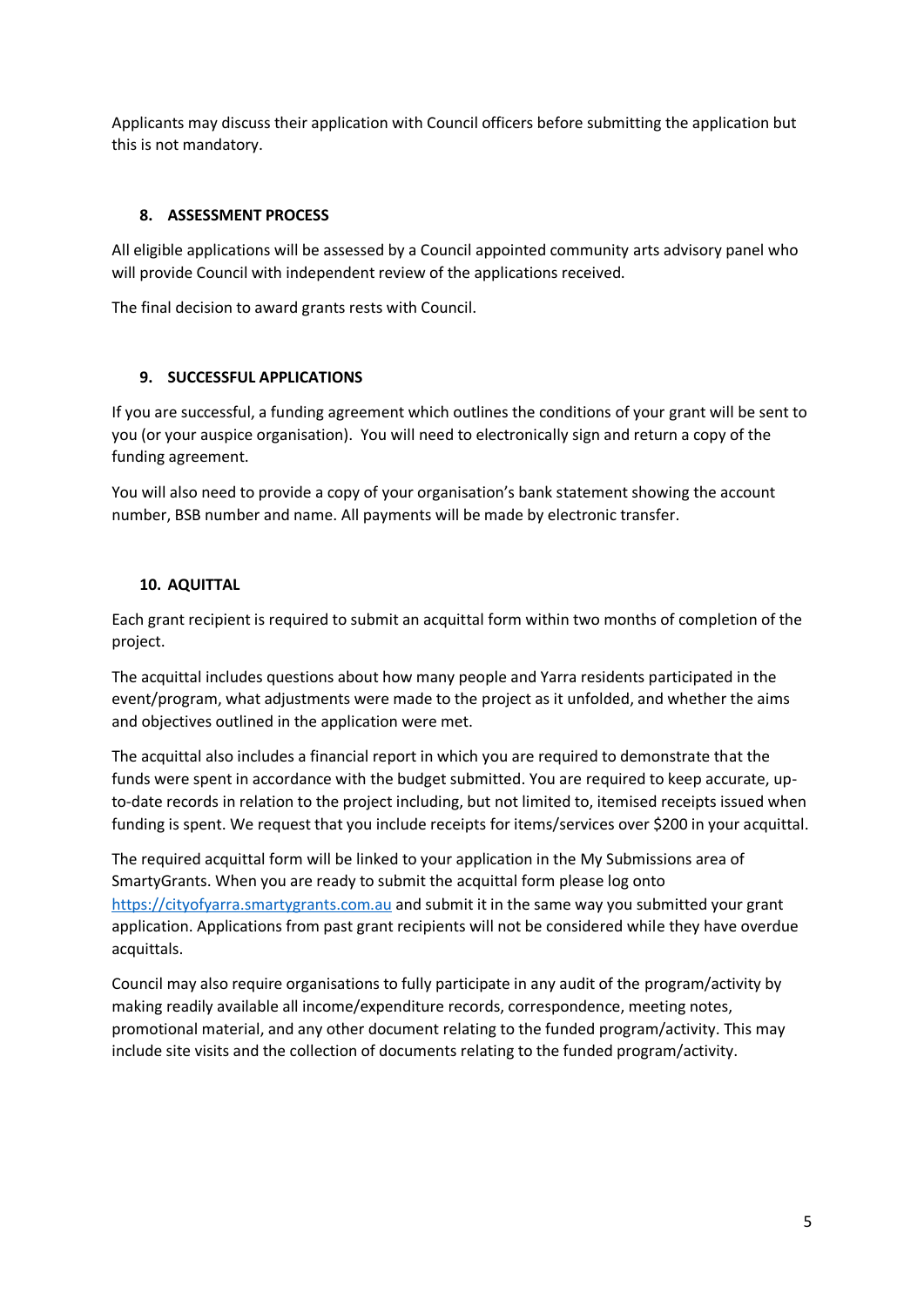Applicants may discuss their application with Council officers before submitting the application but this is not mandatory.

## 8. ASSESSMENT PROCESS

All eligible applications will be assessed by a Council appointed community arts advisory panel who will provide Council with independent review of the applications received.

The final decision to award grants rests with Council.

## 9. SUCCESSFUL APPLICATIONS

If you are successful, a funding agreement which outlines the conditions of your grant will be sent to you (or your auspice organisation). You will need to electronically sign and return a copy of the funding agreement.

You will also need to provide a copy of your organisation's bank statement showing the account number, BSB number and name. All payments will be made by electronic transfer.

## 10. AQUITTAL

Each grant recipient is required to submit an acquittal form within two months of completion of the project.

The acquittal includes questions about how many people and Yarra residents participated in the event/program, what adjustments were made to the project as it unfolded, and whether the aims and objectives outlined in the application were met.

The acquittal also includes a financial report in which you are required to demonstrate that the funds were spent in accordance with the budget submitted. You are required to keep accurate, up-to-date records in relation to the project including, but not limited to, itemised receipts issued when funding is spent. We request that you include receipts for items/services over $200 in your acquittal.

The required acquittal form will be linked to your application in the My Submissions area of SmartyGrants. When you are ready to submit the acquittal form please log onto [https://cityofyarra.smartygrants.com.au](https://cityofyarra.smartygrants.com.au) and submit it in the same way you submitted your grant application. Applications from past grant recipients will not be considered while they have overdue acquittals.

Council may also require organisations to fully participate in any audit of the program/activity by making readily available all income/expenditure records, correspondence, meeting notes, promotional material, and any other document relating to the funded program/activity. This may include site visits and the collection of documents relating to the funded program/activity.